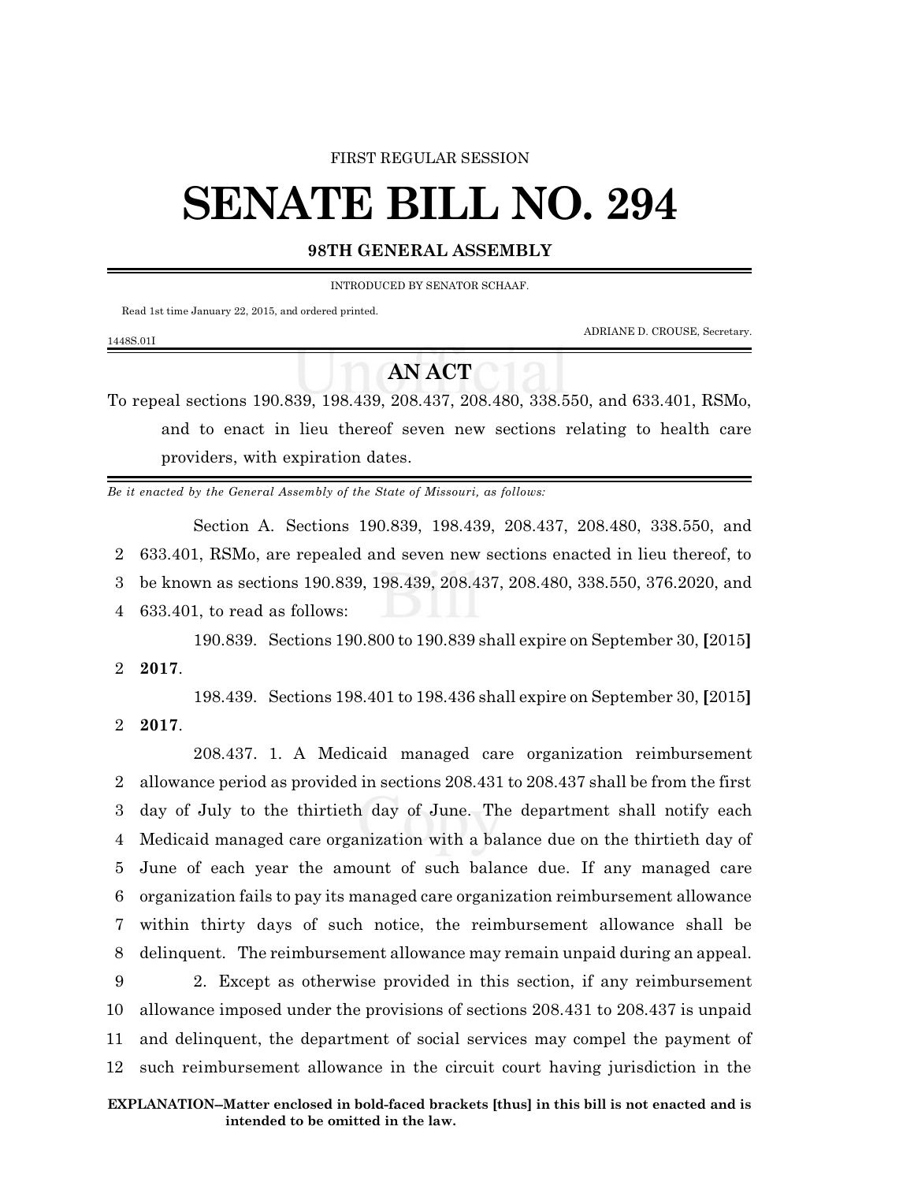FIRST REGULAR SESSION

# SENATE BILL NO. 294

**98TH GENERAL ASSEMBLY**

INTRODUCED BY SENATOR SCHAAF.

Read 1st time January 22, 2015, and ordered printed.

ADRIANE D. CROUSE, Secretary.

1448S.01I

## AN ACT

To repeal sections 190.839, 198.439, 208.437, 208.480, 338.550, and 633.401, RSMo, and to enact in lieu thereof seven new sections relating to health care providers, with expiration dates.

*Be it enacted by the General Assembly of the State of Missouri, as follows:*

Section A. Sections 190.839, 198.439, 208.437, 208.480, 338.550, and 633.401, RSMo, are repealed and seven new sections enacted in lieu thereof, to be known as sections 190.839, 198.439, 208.437, 208.480, 338.550, 376.2020, and 633.401, to read as follows:

190.839. Sections 190.800 to 190.839 shall expire on September 30, **[**2015**]** **2017**.

198.439. Sections 198.401 to 198.436 shall expire on September 30, **[**2015**]** **2017**.

208.437. 1. A Medicaid managed care organization reimbursement allowance period as provided in sections 208.431 to 208.437 shall be from the first day of July to the thirtieth day of June. The department shall notify each Medicaid managed care organization with a balance due on the thirtieth day of June of each year the amount of such balance due. If any managed care organization fails to pay its managed care organization reimbursement allowance within thirty days of such notice, the reimbursement allowance shall be delinquent. The reimbursement allowance may remain unpaid during an appeal.

2. Except as otherwise provided in this section, if any reimbursement allowance imposed under the provisions of sections 208.431 to 208.437 is unpaid and delinquent, the department of social services may compel the payment of such reimbursement allowance in the circuit court having jurisdiction in the

**EXPLANATION–Matter enclosed in bold-faced brackets [thus] in this bill is not enacted and is intended to be omitted in the law.**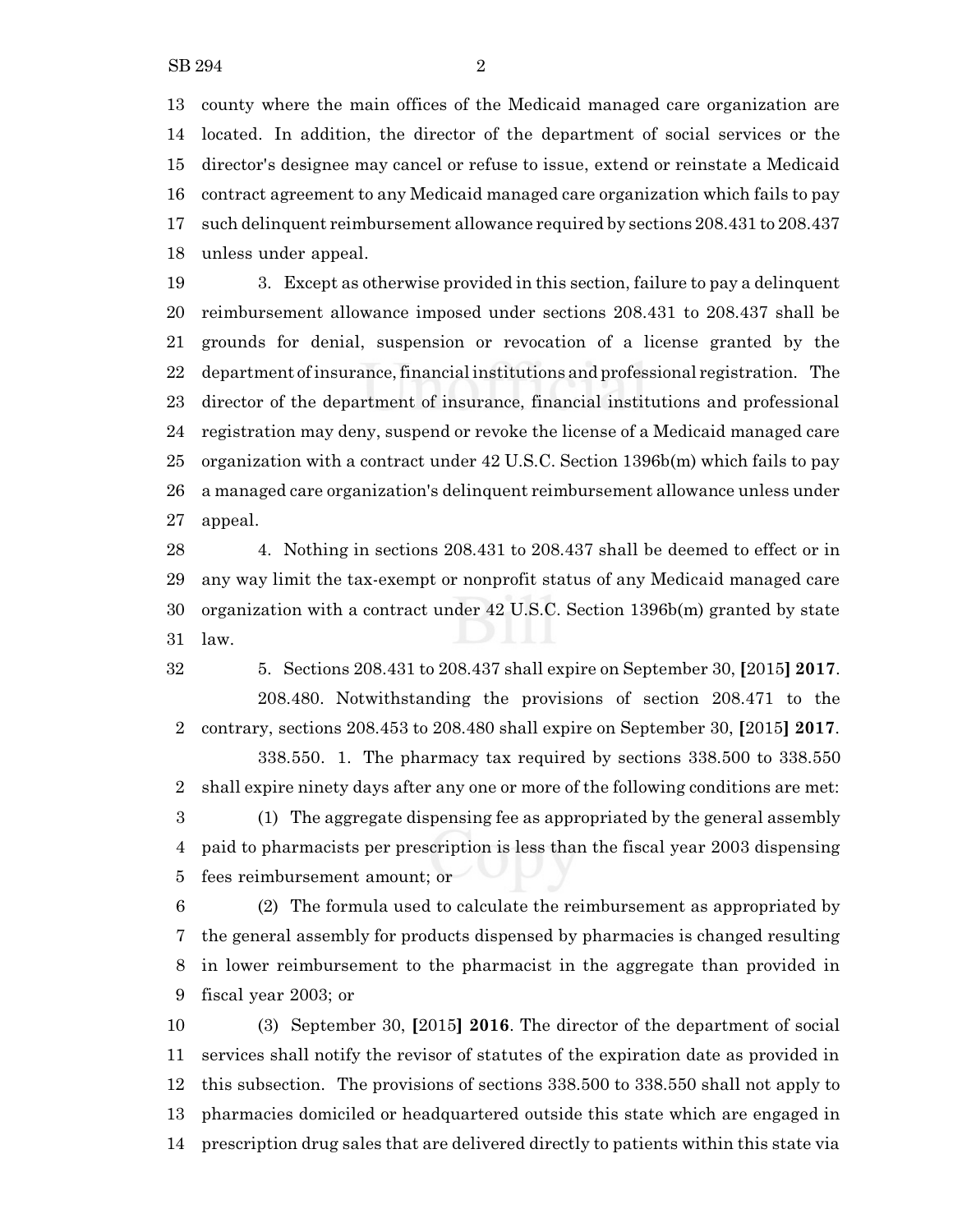county where the main offices of the Medicaid managed care organization are located. In addition, the director of the department of social services or the director's designee may cancel or refuse to issue, extend or reinstate a Medicaid contract agreement to any Medicaid managed care organization which fails to pay such delinquent reimbursement allowance required by sections 208.431 to 208.437 unless under appeal.

3. Except as otherwise provided in this section, failure to pay a delinquent reimbursement allowance imposed under sections 208.431 to 208.437 shall be grounds for denial, suspension or revocation of a license granted by the department of insurance, financial institutions and professional registration. The director of the department of insurance, financial institutions and professional registration may deny, suspend or revoke the license of a Medicaid managed care organization with a contract under 42 U.S.C. Section 1396b(m) which fails to pay a managed care organization's delinquent reimbursement allowance unless under appeal.

4. Nothing in sections 208.431 to 208.437 shall be deemed to effect or in any way limit the tax-exempt or nonprofit status of any Medicaid managed care organization with a contract under 42 U.S.C. Section 1396b(m) granted by state law.

5. Sections 208.431 to 208.437 shall expire on September 30, **[**2015**] 2017**.

208.480. Notwithstanding the provisions of section 208.471 to the contrary, sections 208.453 to 208.480 shall expire on September 30, **[**2015**] 2017**.

338.550. 1. The pharmacy tax required by sections 338.500 to 338.550 shall expire ninety days after any one or more of the following conditions are met:

(1) The aggregate dispensing fee as appropriated by the general assembly paid to pharmacists per prescription is less than the fiscal year 2003 dispensing fees reimbursement amount; or

(2) The formula used to calculate the reimbursement as appropriated by the general assembly for products dispensed by pharmacies is changed resulting in lower reimbursement to the pharmacist in the aggregate than provided in fiscal year 2003; or

(3) September 30, **[**2015**] 2016**. The director of the department of social services shall notify the revisor of statutes of the expiration date as provided in this subsection. The provisions of sections 338.500 to 338.550 shall not apply to pharmacies domiciled or headquartered outside this state which are engaged in prescription drug sales that are delivered directly to patients within this state via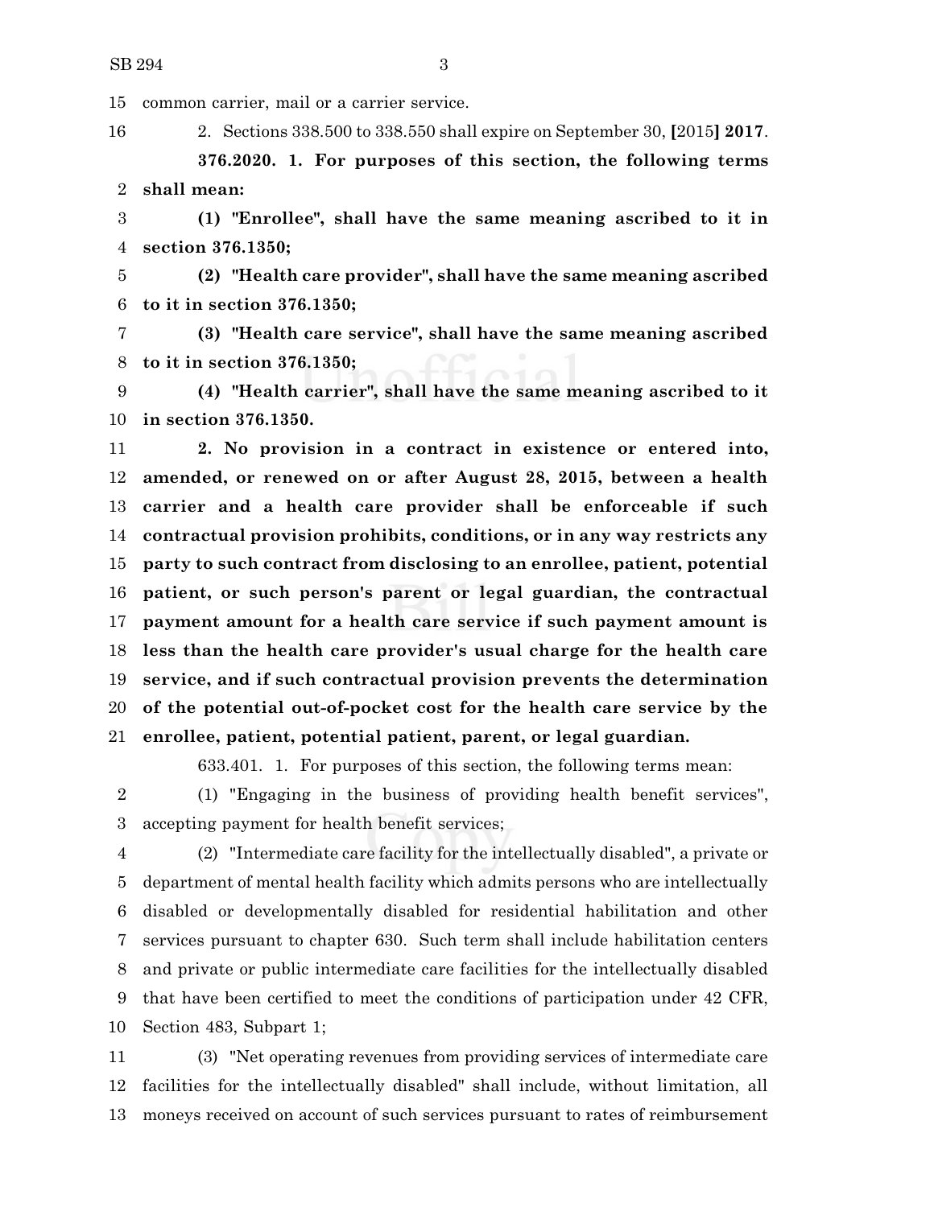common carrier, mail or a carrier service.

2. Sections 338.500 to 338.550 shall expire on September 30, [2015] **2017**.

**376.2020. 1. For purposes of this section, the following terms shall mean:**

**(1) "Enrollee", shall have the same meaning ascribed to it in section 376.1350;**

**(2) "Health care provider", shall have the same meaning ascribed to it in section 376.1350;**

**(3) "Health care service", shall have the same meaning ascribed to it in section 376.1350;**

**(4) "Health carrier", shall have the same meaning ascribed to it in section 376.1350.**

**2. No provision in a contract in existence or entered into, amended, or renewed on or after August 28, 2015, between a health carrier and a health care provider shall be enforceable if such contractual provision prohibits, conditions, or in any way restricts any party to such contract from disclosing to an enrollee, patient, potential patient, or such person's parent or legal guardian, the contractual payment amount for a health care service if such payment amount is less than the health care provider's usual charge for the health care service, and if such contractual provision prevents the determination of the potential out-of-pocket cost for the health care service by the enrollee, patient, potential patient, parent, or legal guardian.**

633.401. 1. For purposes of this section, the following terms mean:

(1) "Engaging in the business of providing health benefit services", accepting payment for health benefit services;

(2) "Intermediate care facility for the intellectually disabled", a private or department of mental health facility which admits persons who are intellectually disabled or developmentally disabled for residential habilitation and other services pursuant to chapter 630. Such term shall include habilitation centers and private or public intermediate care facilities for the intellectually disabled that have been certified to meet the conditions of participation under 42 CFR, Section 483, Subpart 1;

(3) "Net operating revenues from providing services of intermediate care facilities for the intellectually disabled" shall include, without limitation, all moneys received on account of such services pursuant to rates of reimbursement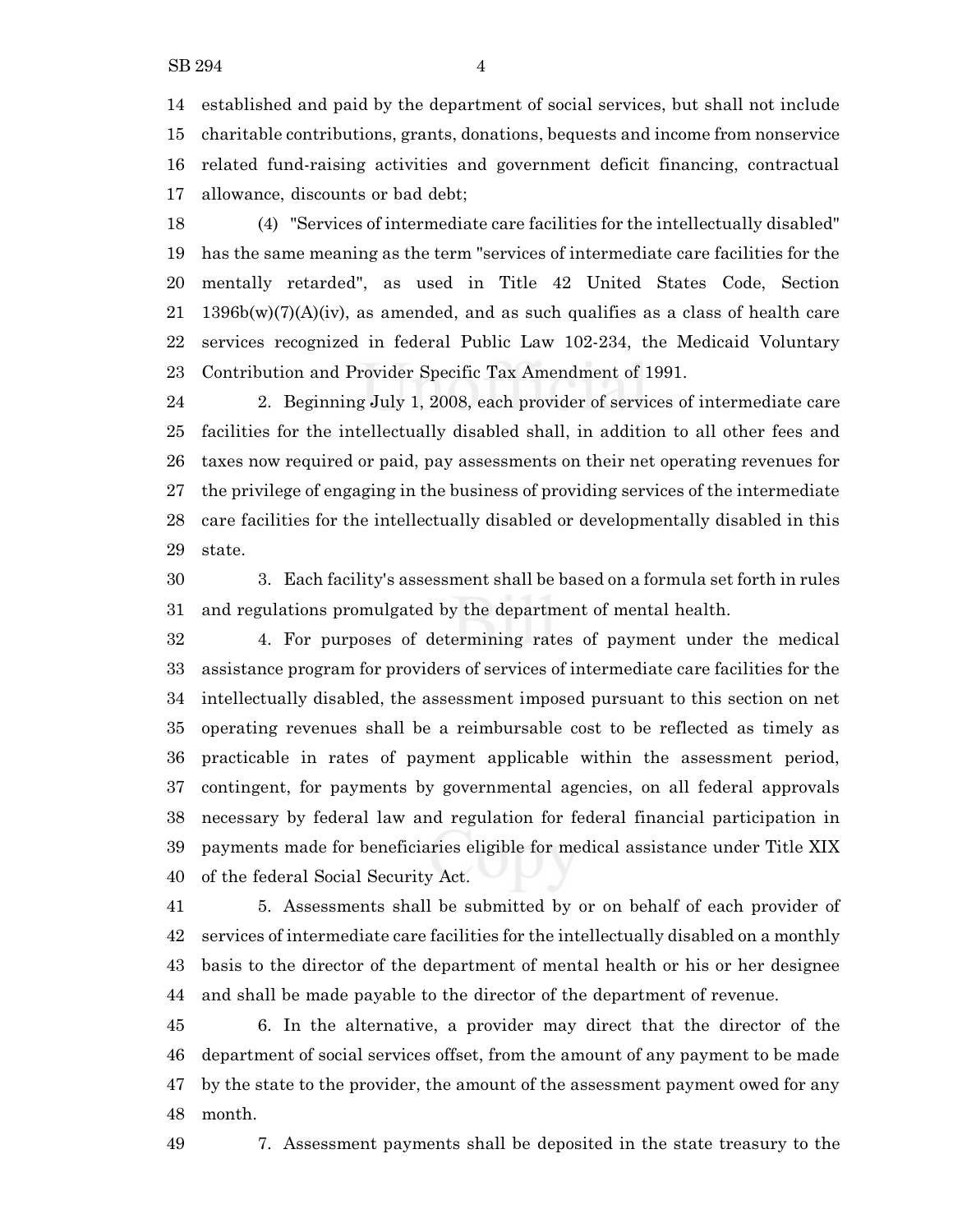established and paid by the department of social services, but shall not include charitable contributions, grants, donations, bequests and income from nonservice related fund-raising activities and government deficit financing, contractual allowance, discounts or bad debt;

(4) "Services of intermediate care facilities for the intellectually disabled" has the same meaning as the term "services of intermediate care facilities for the mentally retarded", as used in Title 42 United States Code, Section 1396b(w)(7)(A)(iv), as amended, and as such qualifies as a class of health care services recognized in federal Public Law 102-234, the Medicaid Voluntary Contribution and Provider Specific Tax Amendment of 1991.

2. Beginning July 1, 2008, each provider of services of intermediate care facilities for the intellectually disabled shall, in addition to all other fees and taxes now required or paid, pay assessments on their net operating revenues for the privilege of engaging in the business of providing services of the intermediate care facilities for the intellectually disabled or developmentally disabled in this state.

3. Each facility's assessment shall be based on a formula set forth in rules and regulations promulgated by the department of mental health.

4. For purposes of determining rates of payment under the medical assistance program for providers of services of intermediate care facilities for the intellectually disabled, the assessment imposed pursuant to this section on net operating revenues shall be a reimbursable cost to be reflected as timely as practicable in rates of payment applicable within the assessment period, contingent, for payments by governmental agencies, on all federal approvals necessary by federal law and regulation for federal financial participation in payments made for beneficiaries eligible for medical assistance under Title XIX of the federal Social Security Act.

5. Assessments shall be submitted by or on behalf of each provider of services of intermediate care facilities for the intellectually disabled on a monthly basis to the director of the department of mental health or his or her designee and shall be made payable to the director of the department of revenue.

6. In the alternative, a provider may direct that the director of the department of social services offset, from the amount of any payment to be made by the state to the provider, the amount of the assessment payment owed for any month.

7. Assessment payments shall be deposited in the state treasury to the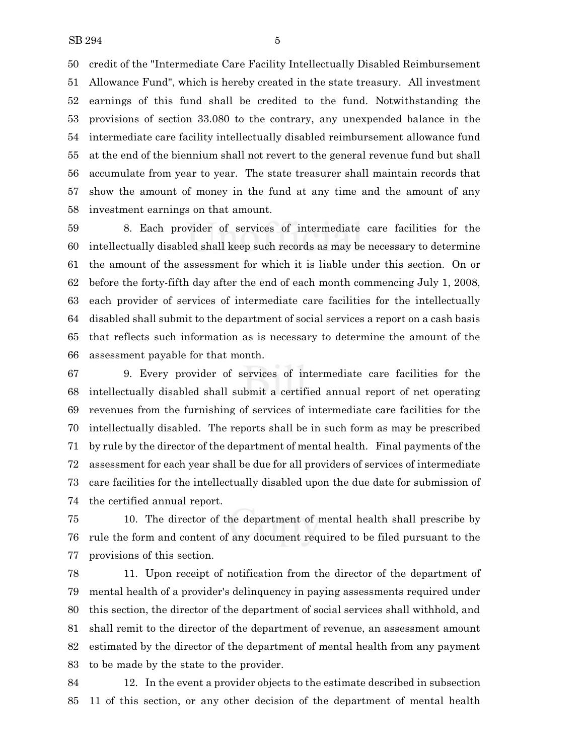credit of the "Intermediate Care Facility Intellectually Disabled Reimbursement Allowance Fund", which is hereby created in the state treasury. All investment earnings of this fund shall be credited to the fund. Notwithstanding the provisions of section 33.080 to the contrary, any unexpended balance in the intermediate care facility intellectually disabled reimbursement allowance fund at the end of the biennium shall not revert to the general revenue fund but shall accumulate from year to year. The state treasurer shall maintain records that show the amount of money in the fund at any time and the amount of any investment earnings on that amount.

8. Each provider of services of intermediate care facilities for the intellectually disabled shall keep such records as may be necessary to determine the amount of the assessment for which it is liable under this section. On or before the forty-fifth day after the end of each month commencing July 1, 2008, each provider of services of intermediate care facilities for the intellectually disabled shall submit to the department of social services a report on a cash basis that reflects such information as is necessary to determine the amount of the assessment payable for that month.

9. Every provider of services of intermediate care facilities for the intellectually disabled shall submit a certified annual report of net operating revenues from the furnishing of services of intermediate care facilities for the intellectually disabled. The reports shall be in such form as may be prescribed by rule by the director of the department of mental health. Final payments of the assessment for each year shall be due for all providers of services of intermediate care facilities for the intellectually disabled upon the due date for submission of the certified annual report.

10. The director of the department of mental health shall prescribe by rule the form and content of any document required to be filed pursuant to the provisions of this section.

11. Upon receipt of notification from the director of the department of mental health of a provider's delinquency in paying assessments required under this section, the director of the department of social services shall withhold, and shall remit to the director of the department of revenue, an assessment amount estimated by the director of the department of mental health from any payment to be made by the state to the provider.

12. In the event a provider objects to the estimate described in subsection 11 of this section, or any other decision of the department of mental health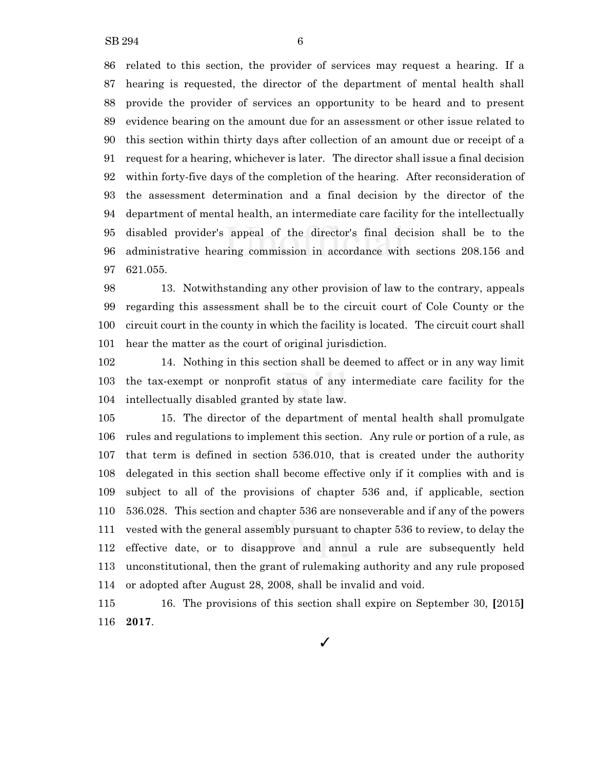related to this section, the provider of services may request a hearing. If a hearing is requested, the director of the department of mental health shall provide the provider of services an opportunity to be heard and to present evidence bearing on the amount due for an assessment or other issue related to this section within thirty days after collection of an amount due or receipt of a request for a hearing, whichever is later. The director shall issue a final decision within forty-five days of the completion of the hearing. After reconsideration of the assessment determination and a final decision by the director of the department of mental health, an intermediate care facility for the intellectually disabled provider's appeal of the director's final decision shall be to the administrative hearing commission in accordance with sections 208.156 and 621.055.

13. Notwithstanding any other provision of law to the contrary, appeals regarding this assessment shall be to the circuit court of Cole County or the circuit court in the county in which the facility is located. The circuit court shall hear the matter as the court of original jurisdiction.

14. Nothing in this section shall be deemed to affect or in any way limit the tax-exempt or nonprofit status of any intermediate care facility for the intellectually disabled granted by state law.

15. The director of the department of mental health shall promulgate rules and regulations to implement this section. Any rule or portion of a rule, as that term is defined in section 536.010, that is created under the authority delegated in this section shall become effective only if it complies with and is subject to all of the provisions of chapter 536 and, if applicable, section 536.028. This section and chapter 536 are nonseverable and if any of the powers vested with the general assembly pursuant to chapter 536 to review, to delay the effective date, or to disapprove and annul a rule are subsequently held unconstitutional, then the grant of rulemaking authority and any rule proposed or adopted after August 28, 2008, shall be invalid and void.

16. The provisions of this section shall expire on September 30, **[**2015**]** **2017**.

✓